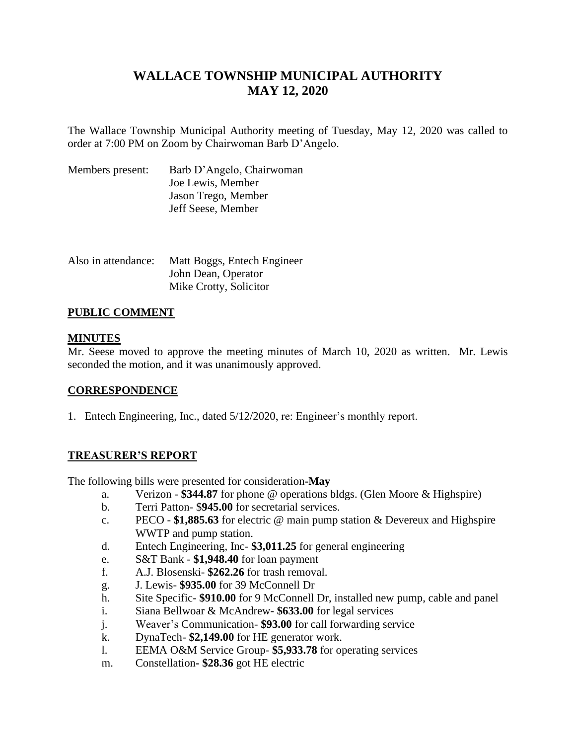# WALLACE TOWNSHIP MUNICIPAL AUTHORITY
# MAY 12, 2020

The Wallace Township Municipal Authority meeting of Tuesday, May 12, 2020 was called to order at 7:00 PM on Zoom by Chairwoman Barb D'Angelo.

Members present: Barb D'Angelo, Chairwoman
Joe Lewis, Member
Jason Trego, Member
Jeff Seese, Member

Also in attendance: Matt Boggs, Entech Engineer
John Dean, Operator
Mike Crotty, Solicitor

## PUBLIC COMMENT

## MINUTES

Mr. Seese moved to approve the meeting minutes of March 10, 2020 as written. Mr. Lewis seconded the motion, and it was unanimously approved.

## CORRESPONDENCE

1. Entech Engineering, Inc., dated 5/12/2020, re: Engineer's monthly report.

## TREASURER'S REPORT

The following bills were presented for consideration-**May**

a. Verizon - **$344.87** for phone @ operations bldgs. (Glen Moore & Highspire)
b. Terri Patton- $**945.00** for secretarial services.
c. PECO - **$1,885.63** for electric @ main pump station & Devereux and Highspire WWTP and pump station.
d. Entech Engineering, Inc- **$3,011.25** for general engineering
e. S&T Bank - **$1,948.40** for loan payment
f. A.J. Blosenski- **$262.26** for trash removal.
g. J. Lewis- **$935.00** for 39 McConnell Dr
h. Site Specific- **$910.00** for 9 McConnell Dr, installed new pump, cable and panel
i. Siana Bellwoar & McAndrew- **$633.00** for legal services
j. Weaver's Communication- **$93.00** for call forwarding service
k. DynaTech- **$2,149.00** for HE generator work.
l. EEMA O&M Service Group- **$5,933.78** for operating services
m. Constellation**- $28.36** got HE electric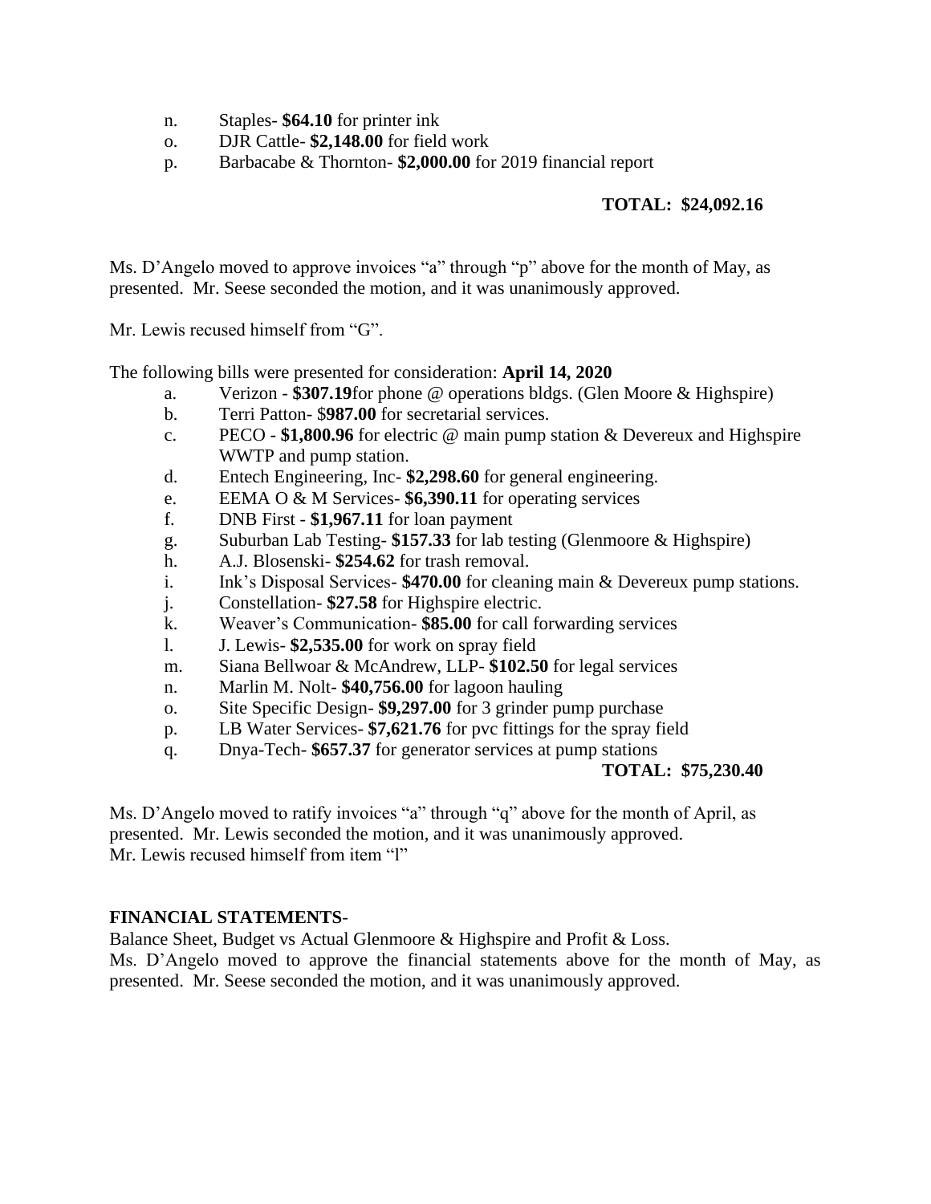n. Staples- **$64.10** for printer ink
o. DJR Cattle- **$2,148.00** for field work
p. Barbacabe & Thornton- **$2,000.00** for 2019 financial report

**TOTAL: $24,092.16**

Ms. D'Angelo moved to approve invoices "a" through "p" above for the month of May, as presented. Mr. Seese seconded the motion, and it was unanimously approved.

Mr. Lewis recused himself from "G".

The following bills were presented for consideration: **April 14, 2020**

a. Verizon - **$307.19**for phone @ operations bldgs. (Glen Moore & Highspire)
b. Terri Patton- $**987.00** for secretarial services.
c. PECO - **$1,800.96** for electric @ main pump station & Devereux and Highspire WWTP and pump station.
d. Entech Engineering, Inc- **$2,298.60** for general engineering.
e. EEMA O & M Services- **$6,390.11** for operating services
f. DNB First - **$1,967.11** for loan payment
g. Suburban Lab Testing- **$157.33** for lab testing (Glenmoore & Highspire)
h. A.J. Blosenski- **$254.62** for trash removal.
i. Ink's Disposal Services- **$470.00** for cleaning main & Devereux pump stations.
j. Constellation- **$27.58** for Highspire electric.
k. Weaver's Communication- **$85.00** for call forwarding services
l. J. Lewis- **$2,535.00** for work on spray field
m. Siana Bellwoar & McAndrew, LLP- **$102.50** for legal services
n. Marlin M. Nolt- **$40,756.00** for lagoon hauling
o. Site Specific Design- **$9,297.00** for 3 grinder pump purchase
p. LB Water Services- **$7,621.76** for pvc fittings for the spray field
q. Dnya-Tech- **$657.37** for generator services at pump stations

**TOTAL: $75,230.40**

Ms. D'Angelo moved to ratify invoices "a" through "q" above for the month of April, as presented. Mr. Lewis seconded the motion, and it was unanimously approved.
Mr. Lewis recused himself from item "l"

**FINANCIAL STATEMENTS**-
Balance Sheet, Budget vs Actual Glenmoore & Highspire and Profit & Loss.
Ms. D'Angelo moved to approve the financial statements above for the month of May, as presented. Mr. Seese seconded the motion, and it was unanimously approved.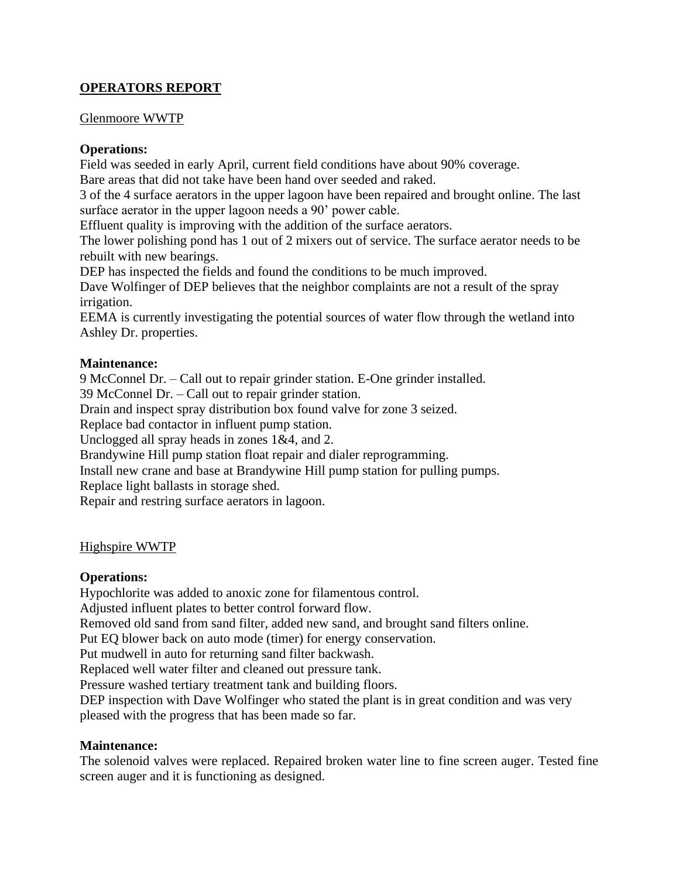## OPERATORS REPORT

Glenmoore WWTP

**Operations:**

Field was seeded in early April, current field conditions have about 90% coverage.
Bare areas that did not take have been hand over seeded and raked.
3 of the 4 surface aerators in the upper lagoon have been repaired and brought online. The last surface aerator in the upper lagoon needs a 90' power cable.
Effluent quality is improving with the addition of the surface aerators.
The lower polishing pond has 1 out of 2 mixers out of service. The surface aerator needs to be rebuilt with new bearings.
DEP has inspected the fields and found the conditions to be much improved.
Dave Wolfinger of DEP believes that the neighbor complaints are not a result of the spray irrigation.
EEMA is currently investigating the potential sources of water flow through the wetland into Ashley Dr. properties.

**Maintenance:**

9 McConnel Dr. – Call out to repair grinder station. E-One grinder installed.
39 McConnel Dr. – Call out to repair grinder station.
Drain and inspect spray distribution box found valve for zone 3 seized.
Replace bad contactor in influent pump station.
Unclogged all spray heads in zones 1&4, and 2.
Brandywine Hill pump station float repair and dialer reprogramming.
Install new crane and base at Brandywine Hill pump station for pulling pumps.
Replace light ballasts in storage shed.
Repair and restring surface aerators in lagoon.

Highspire WWTP

**Operations:**

Hypochlorite was added to anoxic zone for filamentous control.
Adjusted influent plates to better control forward flow.
Removed old sand from sand filter, added new sand, and brought sand filters online.
Put EQ blower back on auto mode (timer) for energy conservation.
Put mudwell in auto for returning sand filter backwash.
Replaced well water filter and cleaned out pressure tank.
Pressure washed tertiary treatment tank and building floors.
DEP inspection with Dave Wolfinger who stated the plant is in great condition and was very pleased with the progress that has been made so far.

**Maintenance:**

The solenoid valves were replaced. Repaired broken water line to fine screen auger. Tested fine screen auger and it is functioning as designed.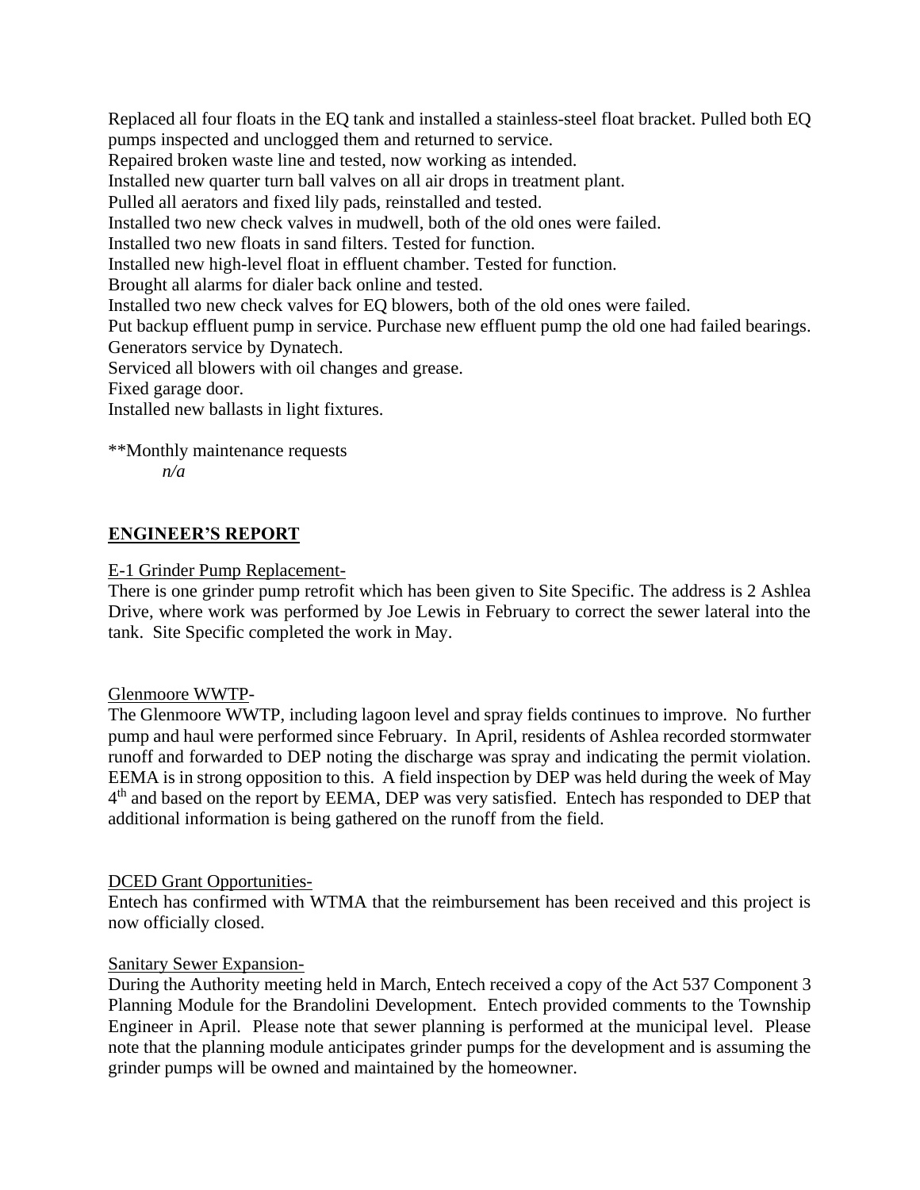Replaced all four floats in the EQ tank and installed a stainless-steel float bracket. Pulled both EQ pumps inspected and unclogged them and returned to service.
Repaired broken waste line and tested, now working as intended.
Installed new quarter turn ball valves on all air drops in treatment plant.
Pulled all aerators and fixed lily pads, reinstalled and tested.
Installed two new check valves in mudwell, both of the old ones were failed.
Installed two new floats in sand filters. Tested for function.
Installed new high-level float in effluent chamber. Tested for function.
Brought all alarms for dialer back online and tested.
Installed two new check valves for EQ blowers, both of the old ones were failed.
Put backup effluent pump in service. Purchase new effluent pump the old one had failed bearings.
Generators service by Dynatech.
Serviced all blowers with oil changes and grease.
Fixed garage door.
Installed new ballasts in light fixtures.

**Monthly maintenance requests

*n/a*

## ENGINEER'S REPORT

E-1 Grinder Pump Replacement-

There is one grinder pump retrofit which has been given to Site Specific. The address is 2 Ashlea Drive, where work was performed by Joe Lewis in February to correct the sewer lateral into the tank. Site Specific completed the work in May.

Glenmoore WWTP-

The Glenmoore WWTP, including lagoon level and spray fields continues to improve. No further pump and haul were performed since February. In April, residents of Ashlea recorded stormwater runoff and forwarded to DEP noting the discharge was spray and indicating the permit violation. EEMA is in strong opposition to this. A field inspection by DEP was held during the week of May 4th and based on the report by EEMA, DEP was very satisfied. Entech has responded to DEP that additional information is being gathered on the runoff from the field.

DCED Grant Opportunities-

Entech has confirmed with WTMA that the reimbursement has been received and this project is now officially closed.

Sanitary Sewer Expansion-

During the Authority meeting held in March, Entech received a copy of the Act 537 Component 3 Planning Module for the Brandolini Development. Entech provided comments to the Township Engineer in April. Please note that sewer planning is performed at the municipal level. Please note that the planning module anticipates grinder pumps for the development and is assuming the grinder pumps will be owned and maintained by the homeowner.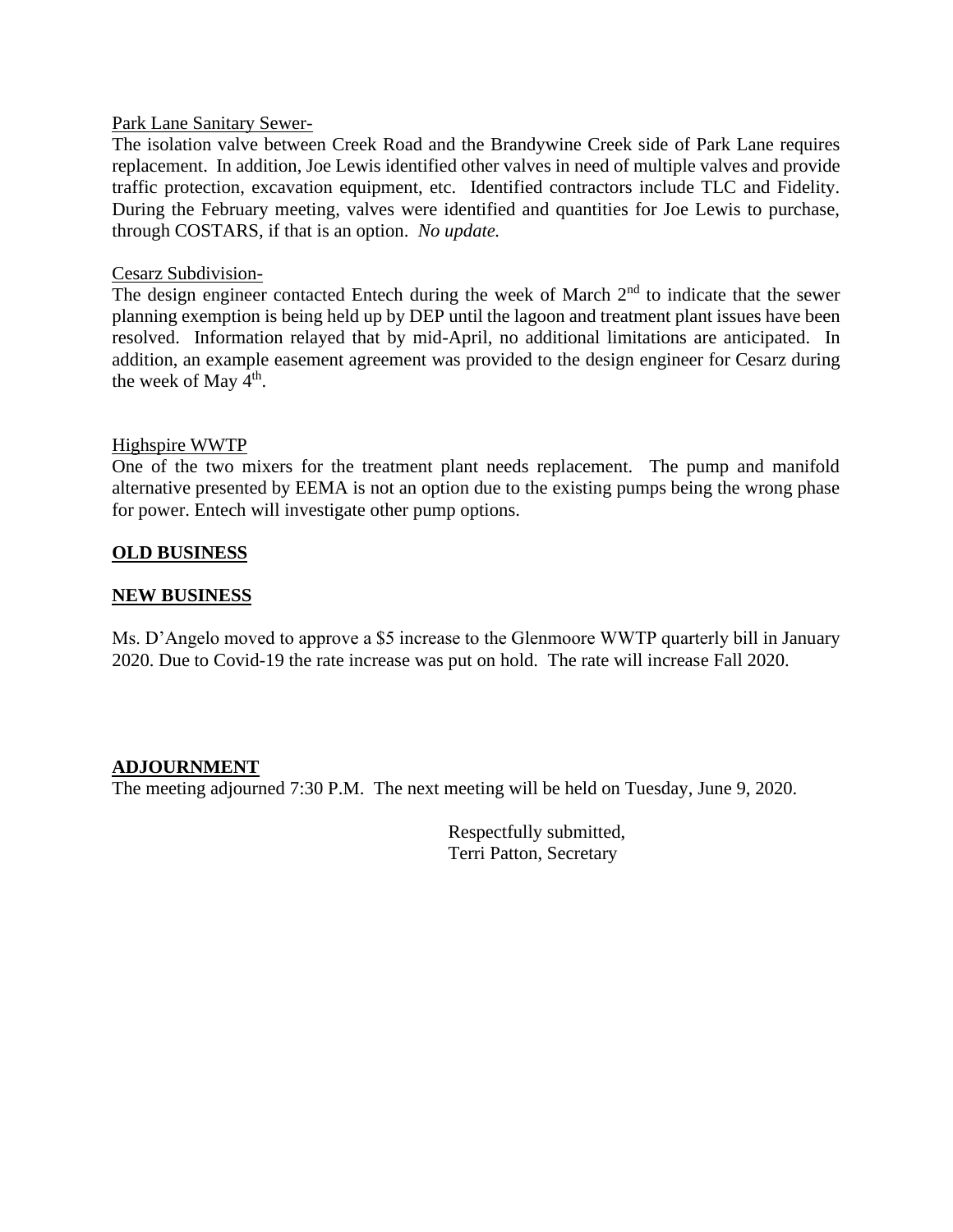Park Lane Sanitary Sewer-

The isolation valve between Creek Road and the Brandywine Creek side of Park Lane requires replacement. In addition, Joe Lewis identified other valves in need of multiple valves and provide traffic protection, excavation equipment, etc. Identified contractors include TLC and Fidelity. During the February meeting, valves were identified and quantities for Joe Lewis to purchase, through COSTARS, if that is an option. *No update.*

Cesarz Subdivision-

The design engineer contacted Entech during the week of March 2nd to indicate that the sewer planning exemption is being held up by DEP until the lagoon and treatment plant issues have been resolved. Information relayed that by mid-April, no additional limitations are anticipated. In addition, an example easement agreement was provided to the design engineer for Cesarz during the week of May 4th.

Highspire WWTP

One of the two mixers for the treatment plant needs replacement. The pump and manifold alternative presented by EEMA is not an option due to the existing pumps being the wrong phase for power. Entech will investigate other pump options.

## OLD BUSINESS

## NEW BUSINESS

Ms. D'Angelo moved to approve a $5 increase to the Glenmoore WWTP quarterly bill in January 2020. Due to Covid-19 the rate increase was put on hold. The rate will increase Fall 2020.

## ADJOURNMENT

The meeting adjourned 7:30 P.M. The next meeting will be held on Tuesday, June 9, 2020.

Respectfully submitted,
Terri Patton, Secretary